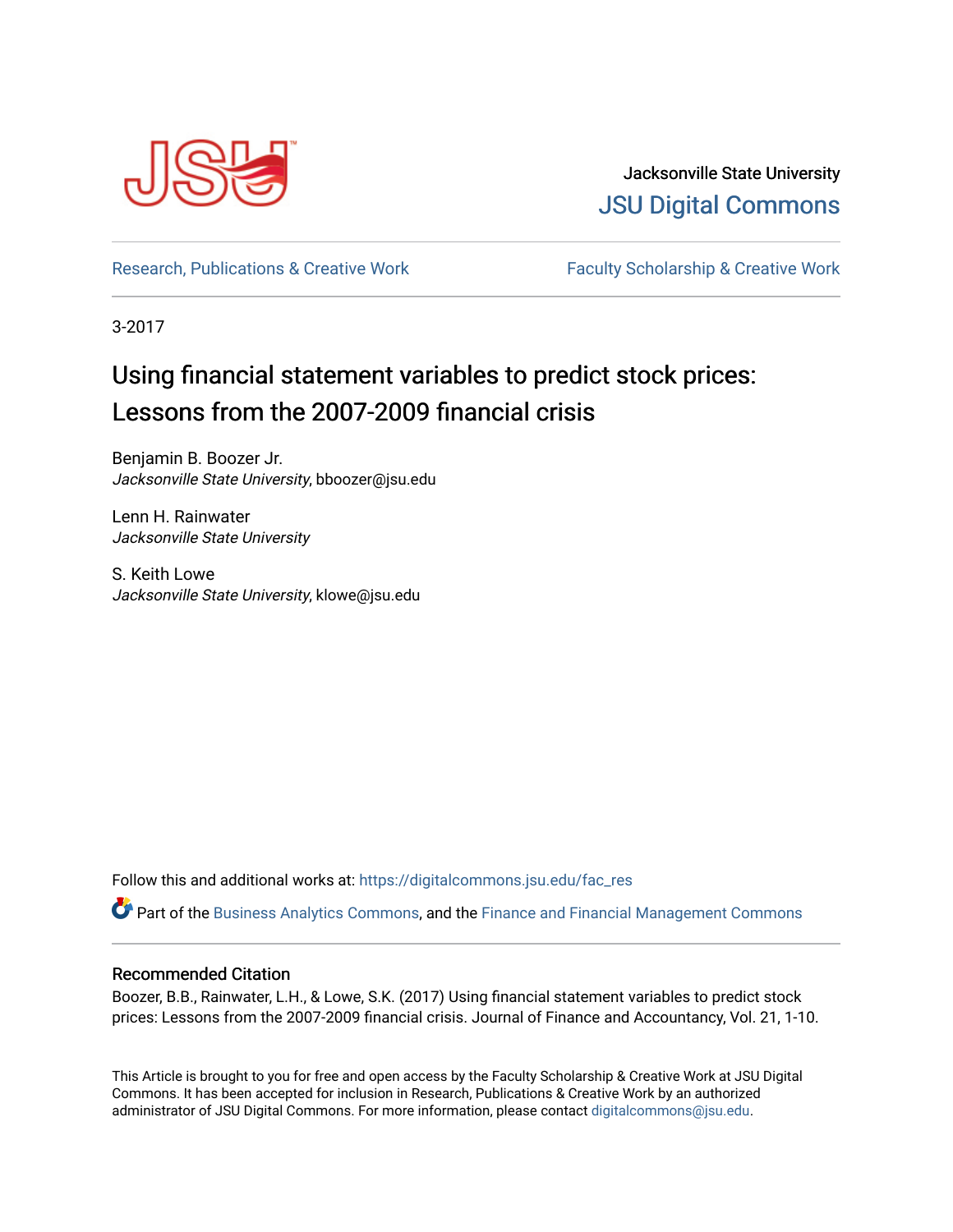Jacksonville State University

JSU Digital Commons

Research, Publications & Creative Work

Faculty Scholarship & Creative Work

3-2017

# Using financial statement variables to predict stock prices: Lessons from the 2007-2009 financial crisis

Benjamin B. Boozer Jr.
*Jacksonville State University*, bboozer@jsu.edu

Lenn H. Rainwater
*Jacksonville State University*

S. Keith Lowe
*Jacksonville State University*, klowe@jsu.edu

Follow this and additional works at: https://digitalcommons.jsu.edu/fac_res

Part of the Business Analytics Commons, and the Finance and Financial Management Commons

## Recommended Citation

Boozer, B.B., Rainwater, L.H., & Lowe, S.K. (2017) Using financial statement variables to predict stock prices: Lessons from the 2007-2009 financial crisis. Journal of Finance and Accountancy, Vol. 21, 1-10.

This Article is brought to you for free and open access by the Faculty Scholarship & Creative Work at JSU Digital Commons. It has been accepted for inclusion in Research, Publications & Creative Work by an authorized administrator of JSU Digital Commons. For more information, please contact digitalcommons@jsu.edu.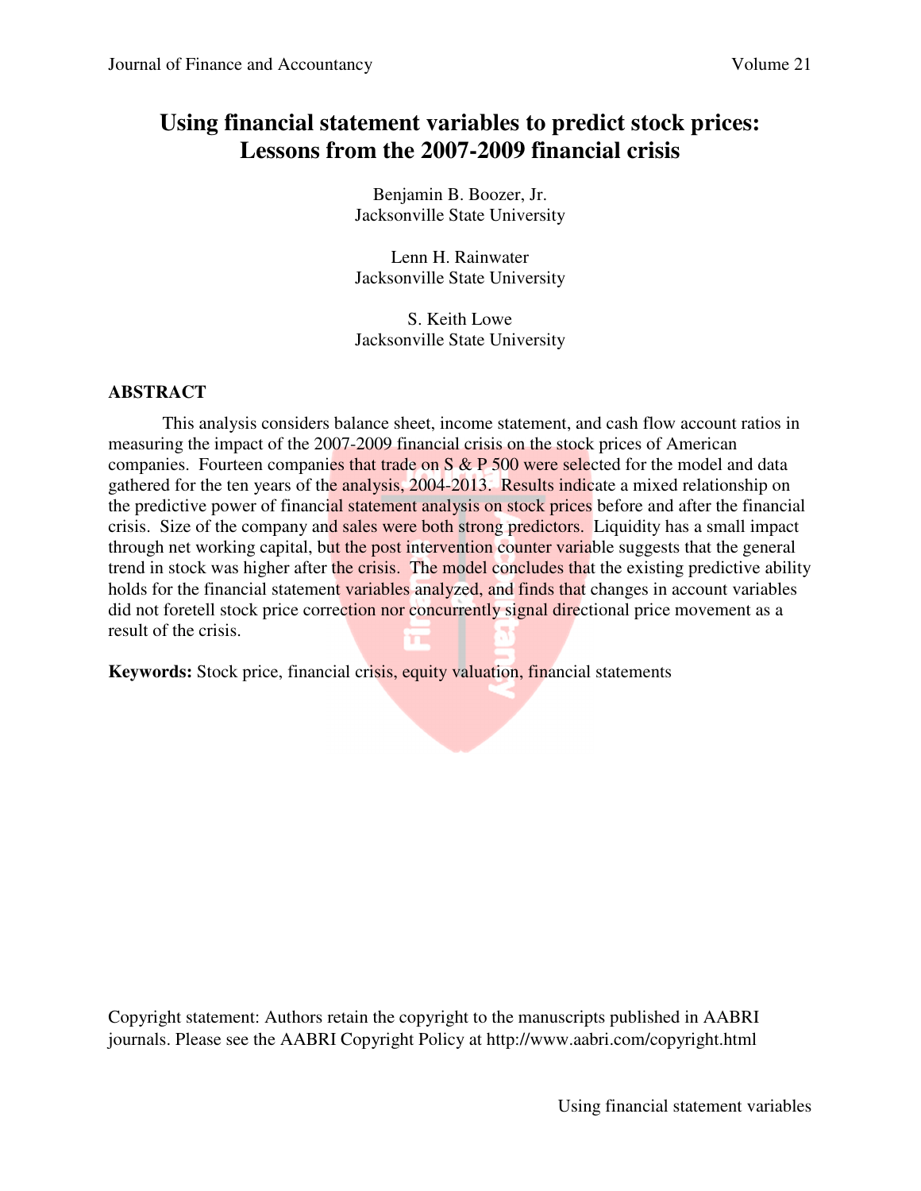# Using financial statement variables to predict stock prices: Lessons from the 2007-2009 financial crisis

Benjamin B. Boozer, Jr.
Jacksonville State University

Lenn H. Rainwater
Jacksonville State University

S. Keith Lowe
Jacksonville State University

## ABSTRACT

This analysis considers balance sheet, income statement, and cash flow account ratios in measuring the impact of the 2007-2009 financial crisis on the stock prices of American companies. Fourteen companies that trade on S & P 500 were selected for the model and data gathered for the ten years of the analysis, 2004-2013. Results indicate a mixed relationship on the predictive power of financial statement analysis on stock prices before and after the financial crisis. Size of the company and sales were both strong predictors. Liquidity has a small impact through net working capital, but the post intervention counter variable suggests that the general trend in stock was higher after the crisis. The model concludes that the existing predictive ability holds for the financial statement variables analyzed, and finds that changes in account variables did not foretell stock price correction nor concurrently signal directional price movement as a result of the crisis.

**Keywords:** Stock price, financial crisis, equity valuation, financial statements

Copyright statement: Authors retain the copyright to the manuscripts published in AABRI journals. Please see the AABRI Copyright Policy at http://www.aabri.com/copyright.html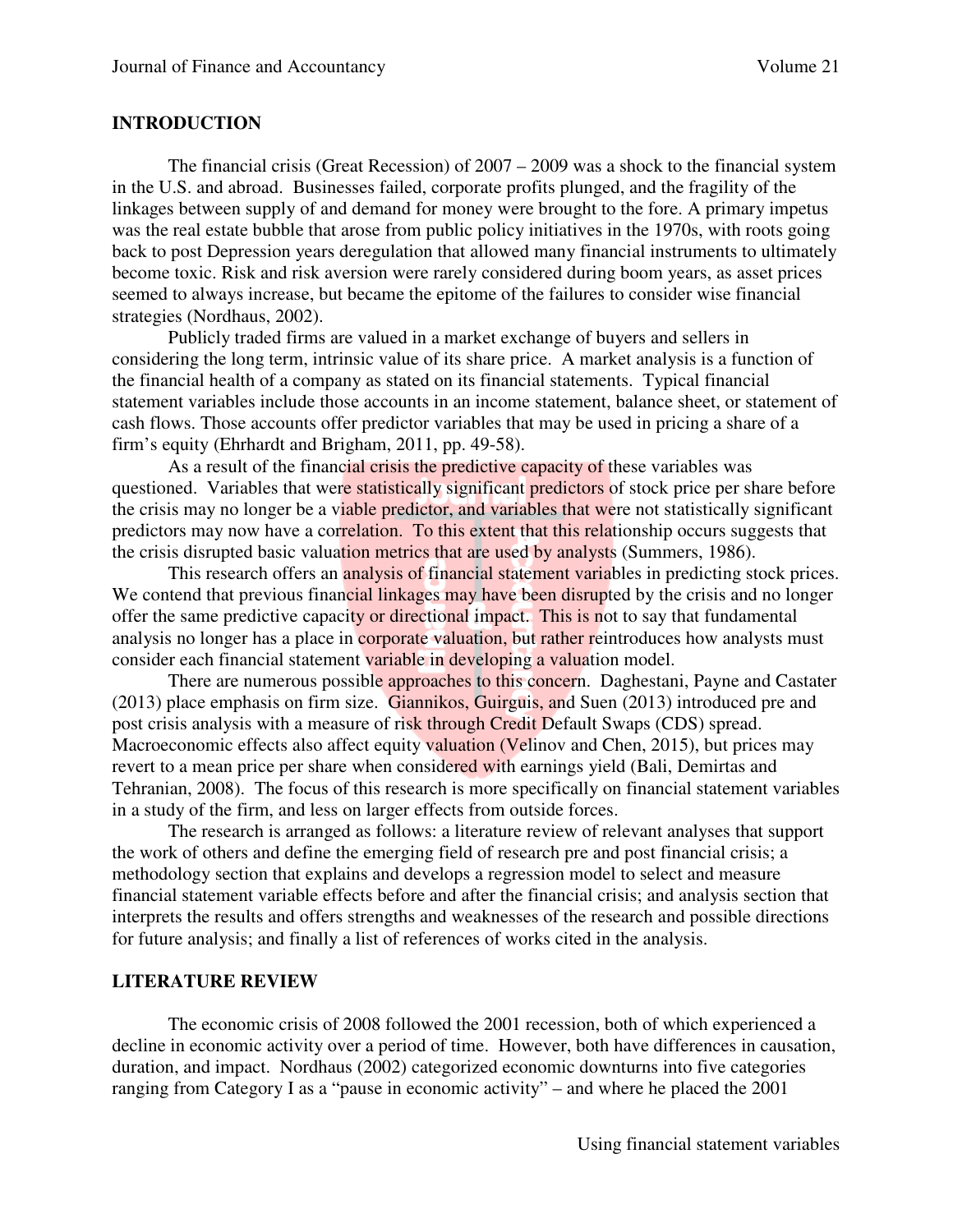## INTRODUCTION

The financial crisis (Great Recession) of 2007 – 2009 was a shock to the financial system in the U.S. and abroad. Businesses failed, corporate profits plunged, and the fragility of the linkages between supply of and demand for money were brought to the fore. A primary impetus was the real estate bubble that arose from public policy initiatives in the 1970s, with roots going back to post Depression years deregulation that allowed many financial instruments to ultimately become toxic. Risk and risk aversion were rarely considered during boom years, as asset prices seemed to always increase, but became the epitome of the failures to consider wise financial strategies (Nordhaus, 2002).

Publicly traded firms are valued in a market exchange of buyers and sellers in considering the long term, intrinsic value of its share price. A market analysis is a function of the financial health of a company as stated on its financial statements. Typical financial statement variables include those accounts in an income statement, balance sheet, or statement of cash flows. Those accounts offer predictor variables that may be used in pricing a share of a firm's equity (Ehrhardt and Brigham, 2011, pp. 49-58).

As a result of the financial crisis the predictive capacity of these variables was questioned. Variables that were statistically significant predictors of stock price per share before the crisis may no longer be a viable predictor, and variables that were not statistically significant predictors may now have a correlation. To this extent that this relationship occurs suggests that the crisis disrupted basic valuation metrics that are used by analysts (Summers, 1986).

This research offers an analysis of financial statement variables in predicting stock prices. We contend that previous financial linkages may have been disrupted by the crisis and no longer offer the same predictive capacity or directional impact. This is not to say that fundamental analysis no longer has a place in corporate valuation, but rather reintroduces how analysts must consider each financial statement variable in developing a valuation model.

There are numerous possible approaches to this concern. Daghestani, Payne and Castater (2013) place emphasis on firm size. Giannikos, Guirguis, and Suen (2013) introduced pre and post crisis analysis with a measure of risk through Credit Default Swaps (CDS) spread. Macroeconomic effects also affect equity valuation (Velinov and Chen, 2015), but prices may revert to a mean price per share when considered with earnings yield (Bali, Demirtas and Tehranian, 2008). The focus of this research is more specifically on financial statement variables in a study of the firm, and less on larger effects from outside forces.

The research is arranged as follows: a literature review of relevant analyses that support the work of others and define the emerging field of research pre and post financial crisis; a methodology section that explains and develops a regression model to select and measure financial statement variable effects before and after the financial crisis; and analysis section that interprets the results and offers strengths and weaknesses of the research and possible directions for future analysis; and finally a list of references of works cited in the analysis.

## LITERATURE REVIEW

The economic crisis of 2008 followed the 2001 recession, both of which experienced a decline in economic activity over a period of time. However, both have differences in causation, duration, and impact. Nordhaus (2002) categorized economic downturns into five categories ranging from Category I as a "pause in economic activity" – and where he placed the 2001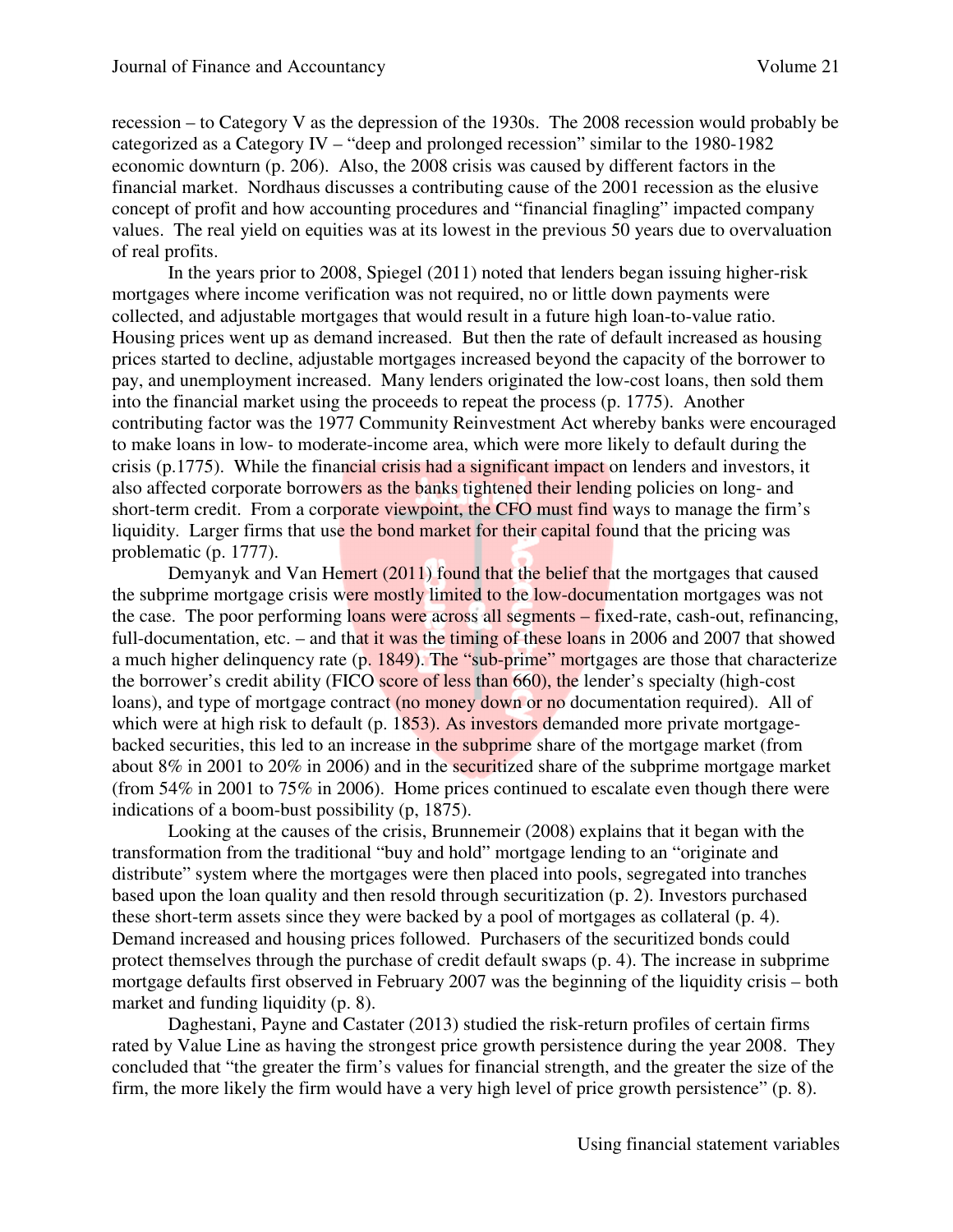recession – to Category V as the depression of the 1930s. The 2008 recession would probably be categorized as a Category IV – "deep and prolonged recession" similar to the 1980-1982 economic downturn (p. 206). Also, the 2008 crisis was caused by different factors in the financial market. Nordhaus discusses a contributing cause of the 2001 recession as the elusive concept of profit and how accounting procedures and "financial finagling" impacted company values. The real yield on equities was at its lowest in the previous 50 years due to overvaluation of real profits.

In the years prior to 2008, Spiegel (2011) noted that lenders began issuing higher-risk mortgages where income verification was not required, no or little down payments were collected, and adjustable mortgages that would result in a future high loan-to-value ratio. Housing prices went up as demand increased. But then the rate of default increased as housing prices started to decline, adjustable mortgages increased beyond the capacity of the borrower to pay, and unemployment increased. Many lenders originated the low-cost loans, then sold them into the financial market using the proceeds to repeat the process (p. 1775). Another contributing factor was the 1977 Community Reinvestment Act whereby banks were encouraged to make loans in low- to moderate-income area, which were more likely to default during the crisis (p.1775). While the financial crisis had a significant impact on lenders and investors, it also affected corporate borrowers as the banks tightened their lending policies on long- and short-term credit. From a corporate viewpoint, the CFO must find ways to manage the firm's liquidity. Larger firms that use the bond market for their capital found that the pricing was problematic (p. 1777).

Demyanyk and Van Hemert (2011) found that the belief that the mortgages that caused the subprime mortgage crisis were mostly limited to the low-documentation mortgages was not the case. The poor performing loans were across all segments – fixed-rate, cash-out, refinancing, full-documentation, etc. – and that it was the timing of these loans in 2006 and 2007 that showed a much higher delinquency rate (p. 1849). The "sub-prime" mortgages are those that characterize the borrower's credit ability (FICO score of less than 660), the lender's specialty (high-cost loans), and type of mortgage contract (no money down or no documentation required). All of which were at high risk to default (p. 1853). As investors demanded more private mortgage-backed securities, this led to an increase in the subprime share of the mortgage market (from about 8% in 2001 to 20% in 2006) and in the securitized share of the subprime mortgage market (from 54% in 2001 to 75% in 2006). Home prices continued to escalate even though there were indications of a boom-bust possibility (p, 1875).

Looking at the causes of the crisis, Brunnemeir (2008) explains that it began with the transformation from the traditional "buy and hold" mortgage lending to an "originate and distribute" system where the mortgages were then placed into pools, segregated into tranches based upon the loan quality and then resold through securitization (p. 2). Investors purchased these short-term assets since they were backed by a pool of mortgages as collateral (p. 4). Demand increased and housing prices followed. Purchasers of the securitized bonds could protect themselves through the purchase of credit default swaps (p. 4). The increase in subprime mortgage defaults first observed in February 2007 was the beginning of the liquidity crisis – both market and funding liquidity (p. 8).

Daghestani, Payne and Castater (2013) studied the risk-return profiles of certain firms rated by Value Line as having the strongest price growth persistence during the year 2008. They concluded that "the greater the firm's values for financial strength, and the greater the size of the firm, the more likely the firm would have a very high level of price growth persistence" (p. 8).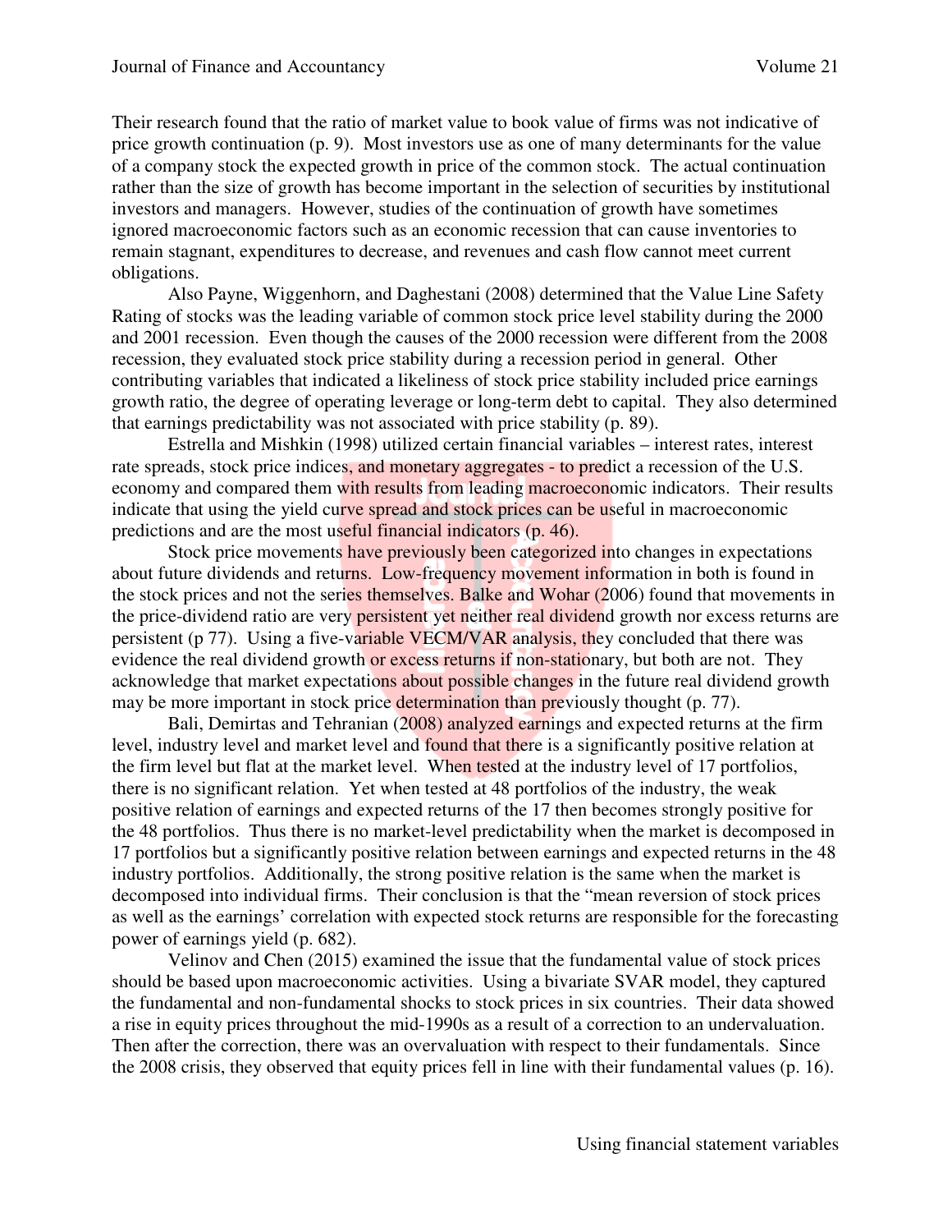Their research found that the ratio of market value to book value of firms was not indicative of price growth continuation (p. 9). Most investors use as one of many determinants for the value of a company stock the expected growth in price of the common stock. The actual continuation rather than the size of growth has become important in the selection of securities by institutional investors and managers. However, studies of the continuation of growth have sometimes ignored macroeconomic factors such as an economic recession that can cause inventories to remain stagnant, expenditures to decrease, and revenues and cash flow cannot meet current obligations.

Also Payne, Wiggenhorn, and Daghestani (2008) determined that the Value Line Safety Rating of stocks was the leading variable of common stock price level stability during the 2000 and 2001 recession. Even though the causes of the 2000 recession were different from the 2008 recession, they evaluated stock price stability during a recession period in general. Other contributing variables that indicated a likeliness of stock price stability included price earnings growth ratio, the degree of operating leverage or long-term debt to capital. They also determined that earnings predictability was not associated with price stability (p. 89).

Estrella and Mishkin (1998) utilized certain financial variables – interest rates, interest rate spreads, stock price indices, and monetary aggregates - to predict a recession of the U.S. economy and compared them with results from leading macroeconomic indicators. Their results indicate that using the yield curve spread and stock prices can be useful in macroeconomic predictions and are the most useful financial indicators (p. 46).

Stock price movements have previously been categorized into changes in expectations about future dividends and returns. Low-frequency movement information in both is found in the stock prices and not the series themselves. Balke and Wohar (2006) found that movements in the price-dividend ratio are very persistent yet neither real dividend growth nor excess returns are persistent (p 77). Using a five-variable VECM/VAR analysis, they concluded that there was evidence the real dividend growth or excess returns if non-stationary, but both are not. They acknowledge that market expectations about possible changes in the future real dividend growth may be more important in stock price determination than previously thought (p. 77).

Bali, Demirtas and Tehranian (2008) analyzed earnings and expected returns at the firm level, industry level and market level and found that there is a significantly positive relation at the firm level but flat at the market level. When tested at the industry level of 17 portfolios, there is no significant relation. Yet when tested at 48 portfolios of the industry, the weak positive relation of earnings and expected returns of the 17 then becomes strongly positive for the 48 portfolios. Thus there is no market-level predictability when the market is decomposed in 17 portfolios but a significantly positive relation between earnings and expected returns in the 48 industry portfolios. Additionally, the strong positive relation is the same when the market is decomposed into individual firms. Their conclusion is that the "mean reversion of stock prices as well as the earnings' correlation with expected stock returns are responsible for the forecasting power of earnings yield (p. 682).

Velinov and Chen (2015) examined the issue that the fundamental value of stock prices should be based upon macroeconomic activities. Using a bivariate SVAR model, they captured the fundamental and non-fundamental shocks to stock prices in six countries. Their data showed a rise in equity prices throughout the mid-1990s as a result of a correction to an undervaluation. Then after the correction, there was an overvaluation with respect to their fundamentals. Since the 2008 crisis, they observed that equity prices fell in line with their fundamental values (p. 16).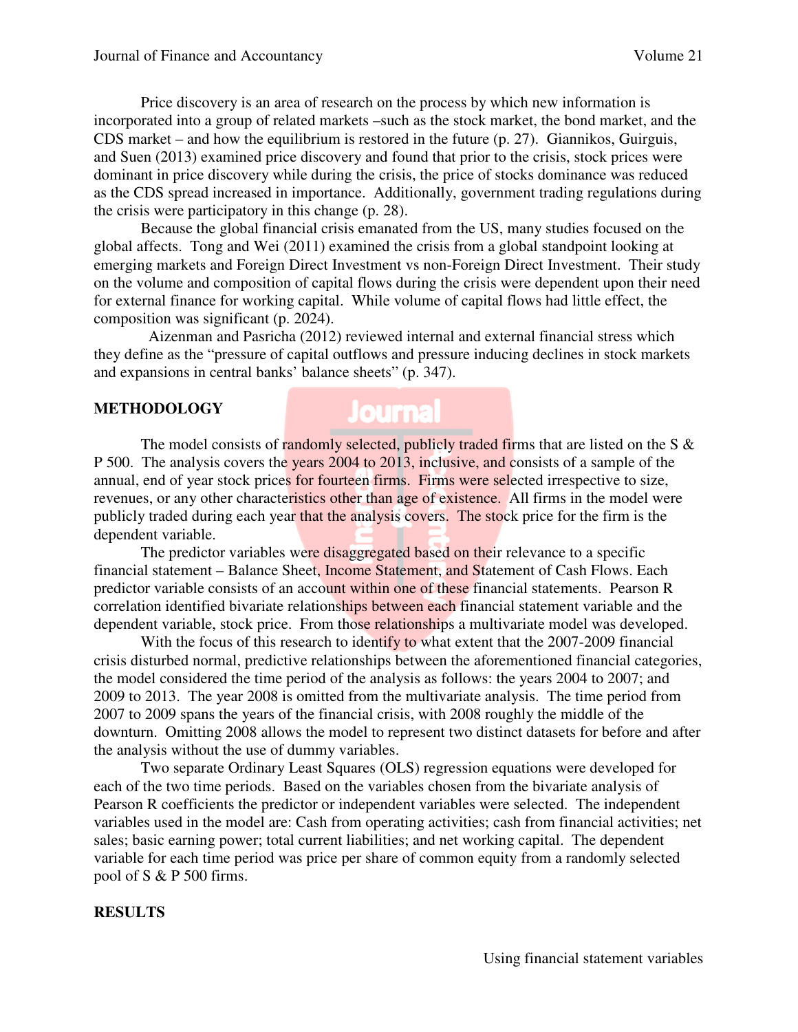Price discovery is an area of research on the process by which new information is incorporated into a group of related markets –such as the stock market, the bond market, and the CDS market – and how the equilibrium is restored in the future (p. 27). Giannikos, Guirguis, and Suen (2013) examined price discovery and found that prior to the crisis, stock prices were dominant in price discovery while during the crisis, the price of stocks dominance was reduced as the CDS spread increased in importance. Additionally, government trading regulations during the crisis were participatory in this change (p. 28).

Because the global financial crisis emanated from the US, many studies focused on the global affects. Tong and Wei (2011) examined the crisis from a global standpoint looking at emerging markets and Foreign Direct Investment vs non-Foreign Direct Investment. Their study on the volume and composition of capital flows during the crisis were dependent upon their need for external finance for working capital. While volume of capital flows had little effect, the composition was significant (p. 2024).

Aizenman and Pasricha (2012) reviewed internal and external financial stress which they define as the "pressure of capital outflows and pressure inducing declines in stock markets and expansions in central banks' balance sheets" (p. 347).

## METHODOLOGY

The model consists of randomly selected, publicly traded firms that are listed on the S & P 500. The analysis covers the years 2004 to 2013, inclusive, and consists of a sample of the annual, end of year stock prices for fourteen firms. Firms were selected irrespective to size, revenues, or any other characteristics other than age of existence. All firms in the model were publicly traded during each year that the analysis covers. The stock price for the firm is the dependent variable.

The predictor variables were disaggregated based on their relevance to a specific financial statement – Balance Sheet, Income Statement, and Statement of Cash Flows. Each predictor variable consists of an account within one of these financial statements. Pearson R correlation identified bivariate relationships between each financial statement variable and the dependent variable, stock price. From those relationships a multivariate model was developed.

With the focus of this research to identify to what extent that the 2007-2009 financial crisis disturbed normal, predictive relationships between the aforementioned financial categories, the model considered the time period of the analysis as follows: the years 2004 to 2007; and 2009 to 2013. The year 2008 is omitted from the multivariate analysis. The time period from 2007 to 2009 spans the years of the financial crisis, with 2008 roughly the middle of the downturn. Omitting 2008 allows the model to represent two distinct datasets for before and after the analysis without the use of dummy variables.

Two separate Ordinary Least Squares (OLS) regression equations were developed for each of the two time periods. Based on the variables chosen from the bivariate analysis of Pearson R coefficients the predictor or independent variables were selected. The independent variables used in the model are: Cash from operating activities; cash from financial activities; net sales; basic earning power; total current liabilities; and net working capital. The dependent variable for each time period was price per share of common equity from a randomly selected pool of S & P 500 firms.

## RESULTS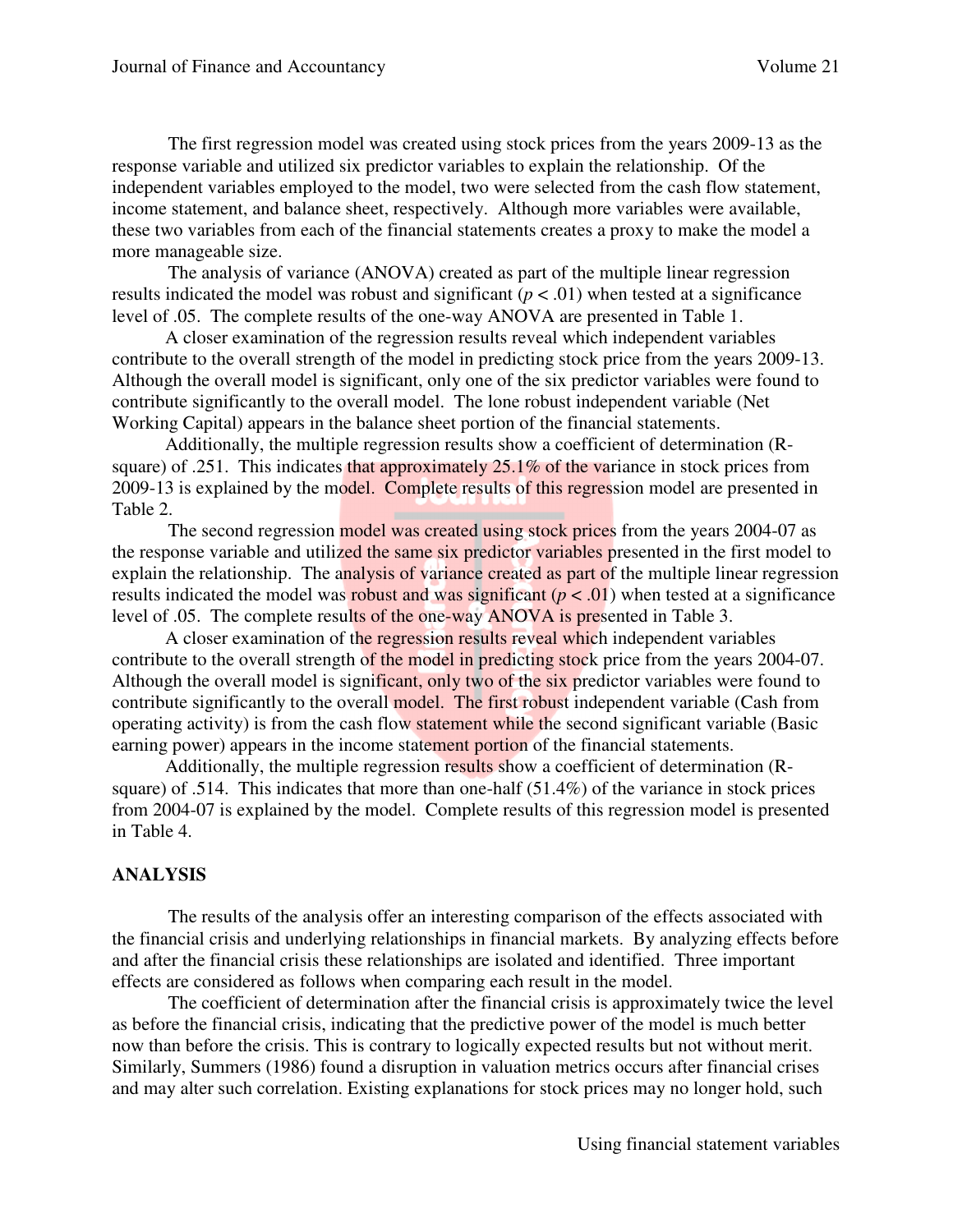The first regression model was created using stock prices from the years 2009-13 as the response variable and utilized six predictor variables to explain the relationship. Of the independent variables employed to the model, two were selected from the cash flow statement, income statement, and balance sheet, respectively. Although more variables were available, these two variables from each of the financial statements creates a proxy to make the model a more manageable size.

The analysis of variance (ANOVA) created as part of the multiple linear regression results indicated the model was robust and significant ($p < .01$) when tested at a significance level of .05. The complete results of the one-way ANOVA are presented in Table 1.

A closer examination of the regression results reveal which independent variables contribute to the overall strength of the model in predicting stock price from the years 2009-13. Although the overall model is significant, only one of the six predictor variables were found to contribute significantly to the overall model. The lone robust independent variable (Net Working Capital) appears in the balance sheet portion of the financial statements.

Additionally, the multiple regression results show a coefficient of determination (R-square) of .251. This indicates that approximately 25.1% of the variance in stock prices from 2009-13 is explained by the model. Complete results of this regression model are presented in Table 2.

The second regression model was created using stock prices from the years 2004-07 as the response variable and utilized the same six predictor variables presented in the first model to explain the relationship. The analysis of variance created as part of the multiple linear regression results indicated the model was robust and was significant ($p < .01$) when tested at a significance level of .05. The complete results of the one-way ANOVA is presented in Table 3.

A closer examination of the regression results reveal which independent variables contribute to the overall strength of the model in predicting stock price from the years 2004-07. Although the overall model is significant, only two of the six predictor variables were found to contribute significantly to the overall model. The first robust independent variable (Cash from operating activity) is from the cash flow statement while the second significant variable (Basic earning power) appears in the income statement portion of the financial statements.

Additionally, the multiple regression results show a coefficient of determination (R-square) of .514. This indicates that more than one-half (51.4%) of the variance in stock prices from 2004-07 is explained by the model. Complete results of this regression model is presented in Table 4.

## ANALYSIS

The results of the analysis offer an interesting comparison of the effects associated with the financial crisis and underlying relationships in financial markets. By analyzing effects before and after the financial crisis these relationships are isolated and identified. Three important effects are considered as follows when comparing each result in the model.

The coefficient of determination after the financial crisis is approximately twice the level as before the financial crisis, indicating that the predictive power of the model is much better now than before the crisis. This is contrary to logically expected results but not without merit. Similarly, Summers (1986) found a disruption in valuation metrics occurs after financial crises and may alter such correlation. Existing explanations for stock prices may no longer hold, such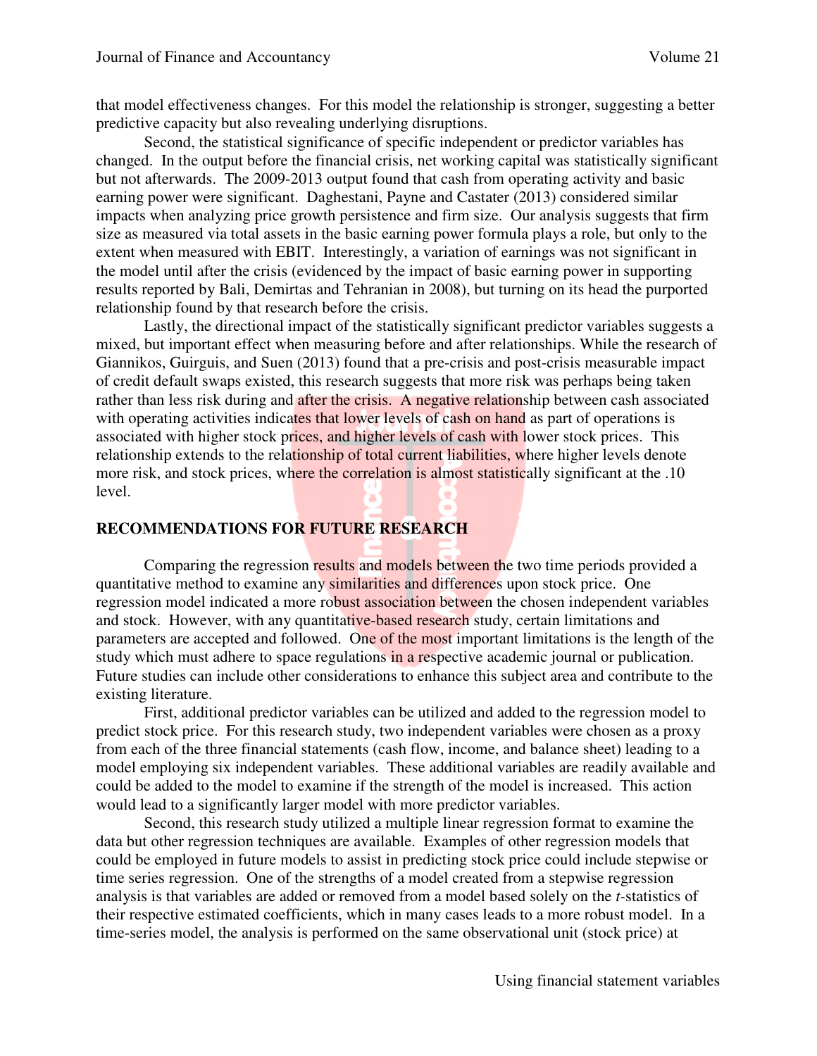that model effectiveness changes. For this model the relationship is stronger, suggesting a better predictive capacity but also revealing underlying disruptions.

Second, the statistical significance of specific independent or predictor variables has changed. In the output before the financial crisis, net working capital was statistically significant but not afterwards. The 2009-2013 output found that cash from operating activity and basic earning power were significant. Daghestani, Payne and Castater (2013) considered similar impacts when analyzing price growth persistence and firm size. Our analysis suggests that firm size as measured via total assets in the basic earning power formula plays a role, but only to the extent when measured with EBIT. Interestingly, a variation of earnings was not significant in the model until after the crisis (evidenced by the impact of basic earning power in supporting results reported by Bali, Demirtas and Tehranian in 2008), but turning on its head the purported relationship found by that research before the crisis.

Lastly, the directional impact of the statistically significant predictor variables suggests a mixed, but important effect when measuring before and after relationships. While the research of Giannikos, Guirguis, and Suen (2013) found that a pre-crisis and post-crisis measurable impact of credit default swaps existed, this research suggests that more risk was perhaps being taken rather than less risk during and after the crisis. A negative relationship between cash associated with operating activities indicates that lower levels of cash on hand as part of operations is associated with higher stock prices, and higher levels of cash with lower stock prices. This relationship extends to the relationship of total current liabilities, where higher levels denote more risk, and stock prices, where the correlation is almost statistically significant at the .10 level.

## RECOMMENDATIONS FOR FUTURE RESEARCH

Comparing the regression results and models between the two time periods provided a quantitative method to examine any similarities and differences upon stock price. One regression model indicated a more robust association between the chosen independent variables and stock. However, with any quantitative-based research study, certain limitations and parameters are accepted and followed. One of the most important limitations is the length of the study which must adhere to space regulations in a respective academic journal or publication. Future studies can include other considerations to enhance this subject area and contribute to the existing literature.

First, additional predictor variables can be utilized and added to the regression model to predict stock price. For this research study, two independent variables were chosen as a proxy from each of the three financial statements (cash flow, income, and balance sheet) leading to a model employing six independent variables. These additional variables are readily available and could be added to the model to examine if the strength of the model is increased. This action would lead to a significantly larger model with more predictor variables.

Second, this research study utilized a multiple linear regression format to examine the data but other regression techniques are available. Examples of other regression models that could be employed in future models to assist in predicting stock price could include stepwise or time series regression. One of the strengths of a model created from a stepwise regression analysis is that variables are added or removed from a model based solely on the *t*-statistics of their respective estimated coefficients, which in many cases leads to a more robust model. In a time-series model, the analysis is performed on the same observational unit (stock price) at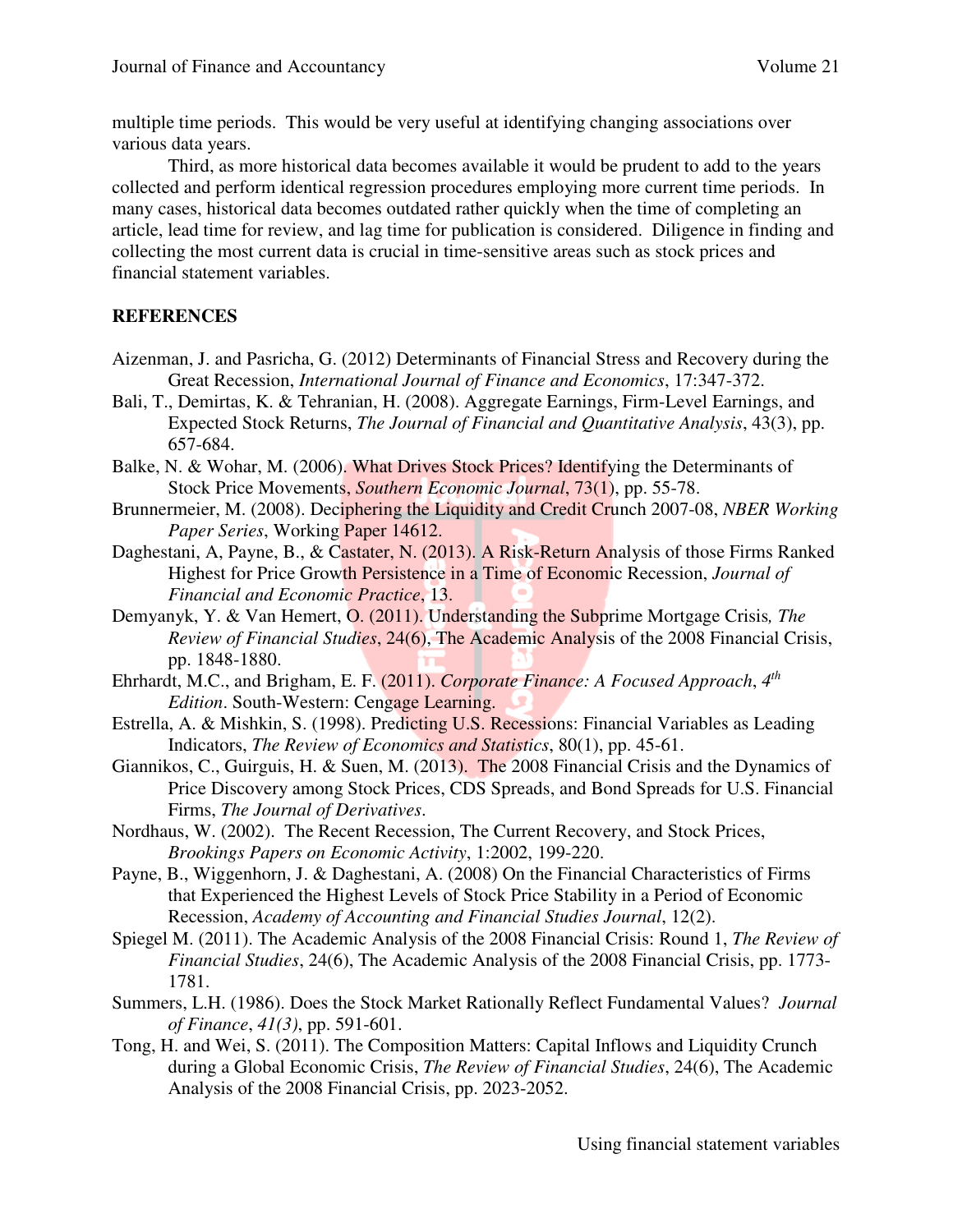multiple time periods. This would be very useful at identifying changing associations over various data years.

Third, as more historical data becomes available it would be prudent to add to the years collected and perform identical regression procedures employing more current time periods. In many cases, historical data becomes outdated rather quickly when the time of completing an article, lead time for review, and lag time for publication is considered. Diligence in finding and collecting the most current data is crucial in time-sensitive areas such as stock prices and financial statement variables.

## REFERENCES

Aizenman, J. and Pasricha, G. (2012) Determinants of Financial Stress and Recovery during the Great Recession, *International Journal of Finance and Economics*, 17:347-372.

Bali, T., Demirtas, K. & Tehranian, H. (2008). Aggregate Earnings, Firm-Level Earnings, and Expected Stock Returns, *The Journal of Financial and Quantitative Analysis*, 43(3), pp. 657-684.

Balke, N. & Wohar, M. (2006). What Drives Stock Prices? Identifying the Determinants of Stock Price Movements, *Southern Economic Journal*, 73(1), pp. 55-78.

Brunnermeier, M. (2008). Deciphering the Liquidity and Credit Crunch 2007-08, *NBER Working Paper Series*, Working Paper 14612.

Daghestani, A, Payne, B., & Castater, N. (2013). A Risk-Return Analysis of those Firms Ranked Highest for Price Growth Persistence in a Time of Economic Recession, *Journal of Financial and Economic Practice*, 13.

Demyanyk, Y. & Van Hemert, O. (2011). Understanding the Subprime Mortgage Crisis*, The Review of Financial Studies*, 24(6), The Academic Analysis of the 2008 Financial Crisis, pp. 1848-1880.

Ehrhardt, M.C., and Brigham, E. F. (2011). *Corporate Finance: A Focused Approach*, *4th Edition*. South-Western: Cengage Learning.

Estrella, A. & Mishkin, S. (1998). Predicting U.S. Recessions: Financial Variables as Leading Indicators, *The Review of Economics and Statistics*, 80(1), pp. 45-61.

Giannikos, C., Guirguis, H. & Suen, M. (2013). The 2008 Financial Crisis and the Dynamics of Price Discovery among Stock Prices, CDS Spreads, and Bond Spreads for U.S. Financial Firms, *The Journal of Derivatives*.

Nordhaus, W. (2002). The Recent Recession, The Current Recovery, and Stock Prices, *Brookings Papers on Economic Activity*, 1:2002, 199-220.

Payne, B., Wiggenhorn, J. & Daghestani, A. (2008) On the Financial Characteristics of Firms that Experienced the Highest Levels of Stock Price Stability in a Period of Economic Recession, *Academy of Accounting and Financial Studies Journal*, 12(2).

Spiegel M. (2011). The Academic Analysis of the 2008 Financial Crisis: Round 1, *The Review of Financial Studies*, 24(6), The Academic Analysis of the 2008 Financial Crisis, pp. 1773-1781.

Summers, L.H. (1986). Does the Stock Market Rationally Reflect Fundamental Values? *Journal of Finance*, *41(3)*, pp. 591-601.

Tong, H. and Wei, S. (2011). The Composition Matters: Capital Inflows and Liquidity Crunch during a Global Economic Crisis, *The Review of Financial Studies*, 24(6), The Academic Analysis of the 2008 Financial Crisis, pp. 2023-2052.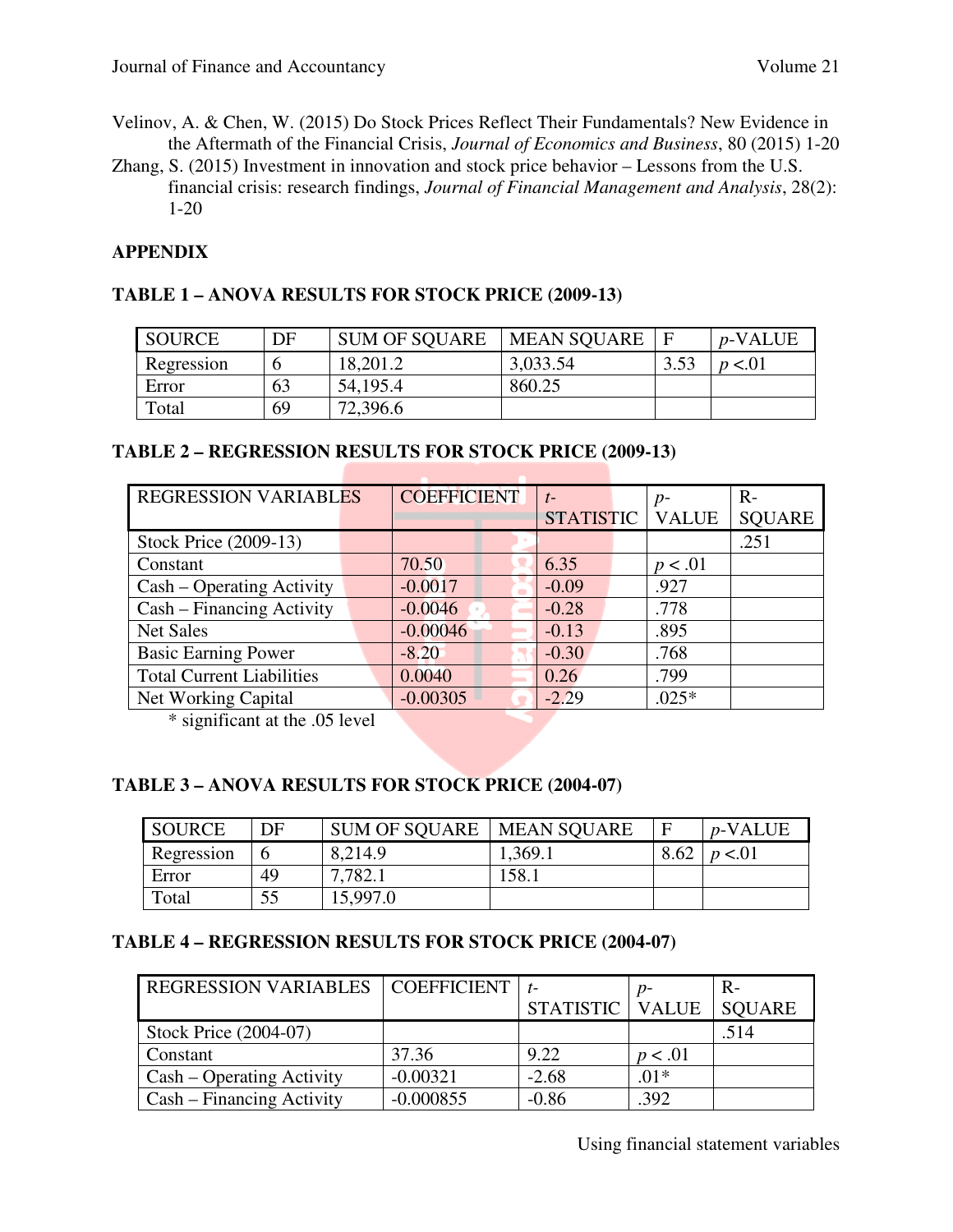Velinov, A. & Chen, W. (2015) Do Stock Prices Reflect Their Fundamentals? New Evidence in the Aftermath of the Financial Crisis, *Journal of Economics and Business*, 80 (2015) 1-20

Zhang, S. (2015) Investment in innovation and stock price behavior – Lessons from the U.S. financial crisis: research findings, *Journal of Financial Management and Analysis*, 28(2): 1-20

## APPENDIX

### TABLE 1 – ANOVA RESULTS FOR STOCK PRICE (2009-13)

| SOURCE | DF | SUM OF SQUARE | MEAN SQUARE | F | *p*-VALUE |
|---|---|---|---|---|---|
| Regression | 6 | 18,201.2 | 3,033.54 | 3.53 | $p < .01$ |
| Error | 63 | 54,195.4 | 860.25 | | |
| Total | 69 | 72,396.6 | | | |

### TABLE 2 – REGRESSION RESULTS FOR STOCK PRICE (2009-13)

| REGRESSION VARIABLES | COEFFICIENT | *t*-STATISTIC | *p*-VALUE | R-SQUARE |
|---|---|---|---|---|
| Stock Price (2009-13) | | | | .251 |
| Constant | 70.50 | 6.35 | $p < .01$ | |
| Cash – Operating Activity | -0.0017 | -0.09 | .927 | |
| Cash – Financing Activity | -0.0046 | -0.28 | .778 | |
| Net Sales | -0.00046 | -0.13 | .895 | |
| Basic Earning Power | -8.20 | -0.30 | .768 | |
| Total Current Liabilities | 0.0040 | 0.26 | .799 | |
| Net Working Capital | -0.00305 | -2.29 | .025* | |

\* significant at the .05 level

### TABLE 3 – ANOVA RESULTS FOR STOCK PRICE (2004-07)

| SOURCE | DF | SUM OF SQUARE | MEAN SQUARE | F | *p*-VALUE |
|---|---|---|---|---|---|
| Regression | 6 | 8,214.9 | 1,369.1 | 8.62 | $p < .01$ |
| Error | 49 | 7,782.1 | 158.1 | | |
| Total | 55 | 15,997.0 | | | |

### TABLE 4 – REGRESSION RESULTS FOR STOCK PRICE (2004-07)

| REGRESSION VARIABLES | COEFFICIENT | *t*-STATISTIC | *p*-VALUE | R-SQUARE |
|---|---|---|---|---|
| Stock Price (2004-07) | | | | .514 |
| Constant | 37.36 | 9.22 | $p < .01$ | |
| Cash – Operating Activity | -0.00321 | -2.68 | .01* | |
| Cash – Financing Activity | -0.000855 | -0.86 | .392 | |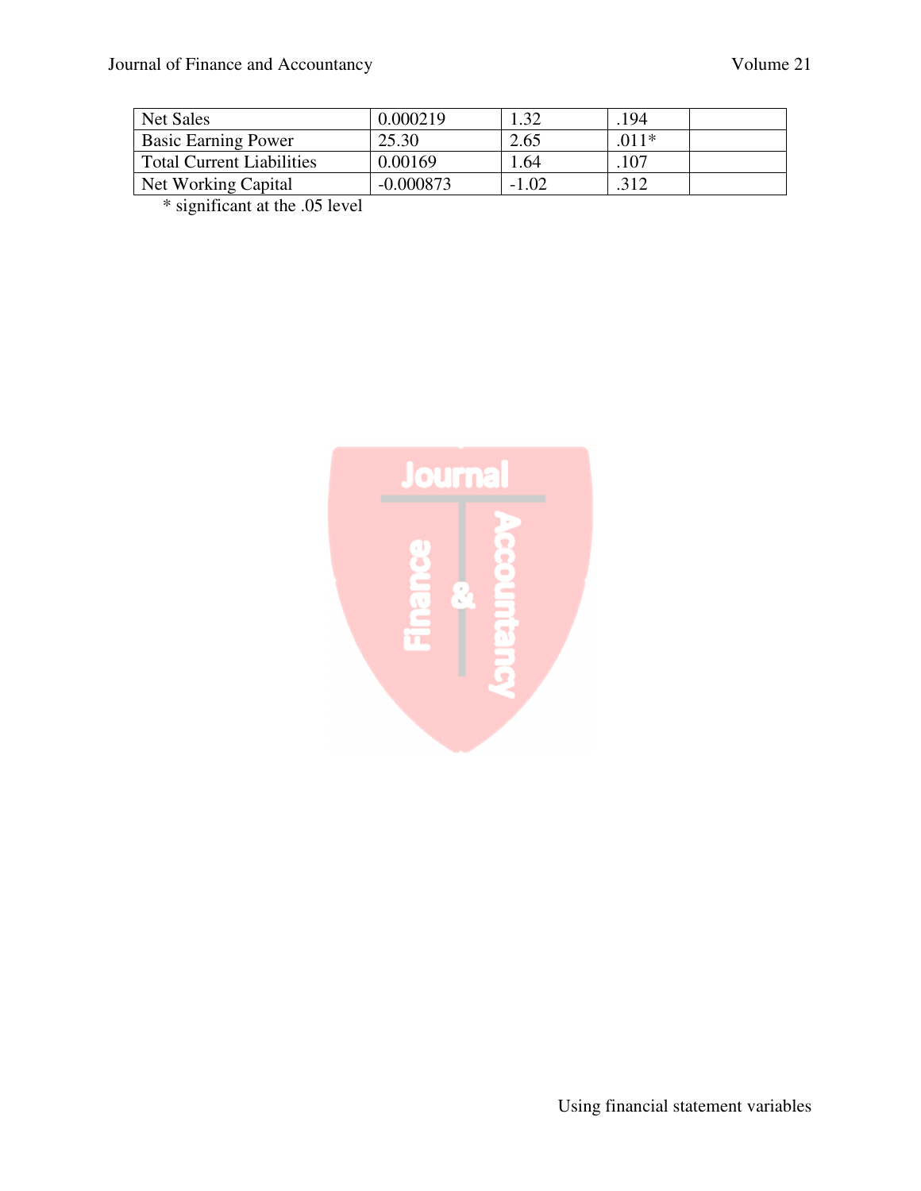| | | | | |
|---|---|---|---|---|
| Net Sales | 0.000219 | 1.32 | .194 | |
| Basic Earning Power | 25.30 | 2.65 | .011* | |
| Total Current Liabilities | 0.00169 | 1.64 | .107 | |
| Net Working Capital | -0.000873 | -1.02 | .312 | |

* significant at the .05 level